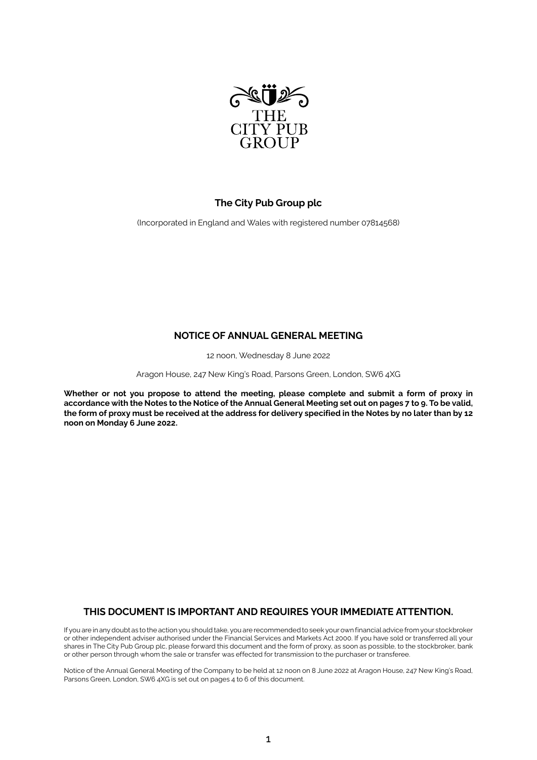THE CITY PUB GROUP

# The City Pub Group plc

(Incorporated in England and Wales with registered number 07814568)

## NOTICE OF ANNUAL GENERAL MEETING

12 noon, Wednesday 8 June 2022

Aragon House, 247 New King's Road, Parsons Green, London, SW6 4XG

**Whether or not you propose to attend the meeting, please complete and submit a form of proxy in accordance with the Notes to the Notice of the Annual General Meeting set out on pages 7 to 9. To be valid, the form of proxy must be received at the address for delivery specified in the Notes by no later than by 12 noon on Monday 6 June 2022.**

## THIS DOCUMENT IS IMPORTANT AND REQUIRES YOUR IMMEDIATE ATTENTION.

If you are in any doubt as to the action you should take, you are recommended to seek your own financial advice from your stockbroker or other independent adviser authorised under the Financial Services and Markets Act 2000. If you have sold or transferred all your shares in The City Pub Group plc, please forward this document and the form of proxy, as soon as possible, to the stockbroker, bank or other person through whom the sale or transfer was effected for transmission to the purchaser or transferee.

Notice of the Annual General Meeting of the Company to be held at 12 noon on 8 June 2022 at Aragon House, 247 New King's Road, Parsons Green, London, SW6 4XG is set out on pages 4 to 6 of this document.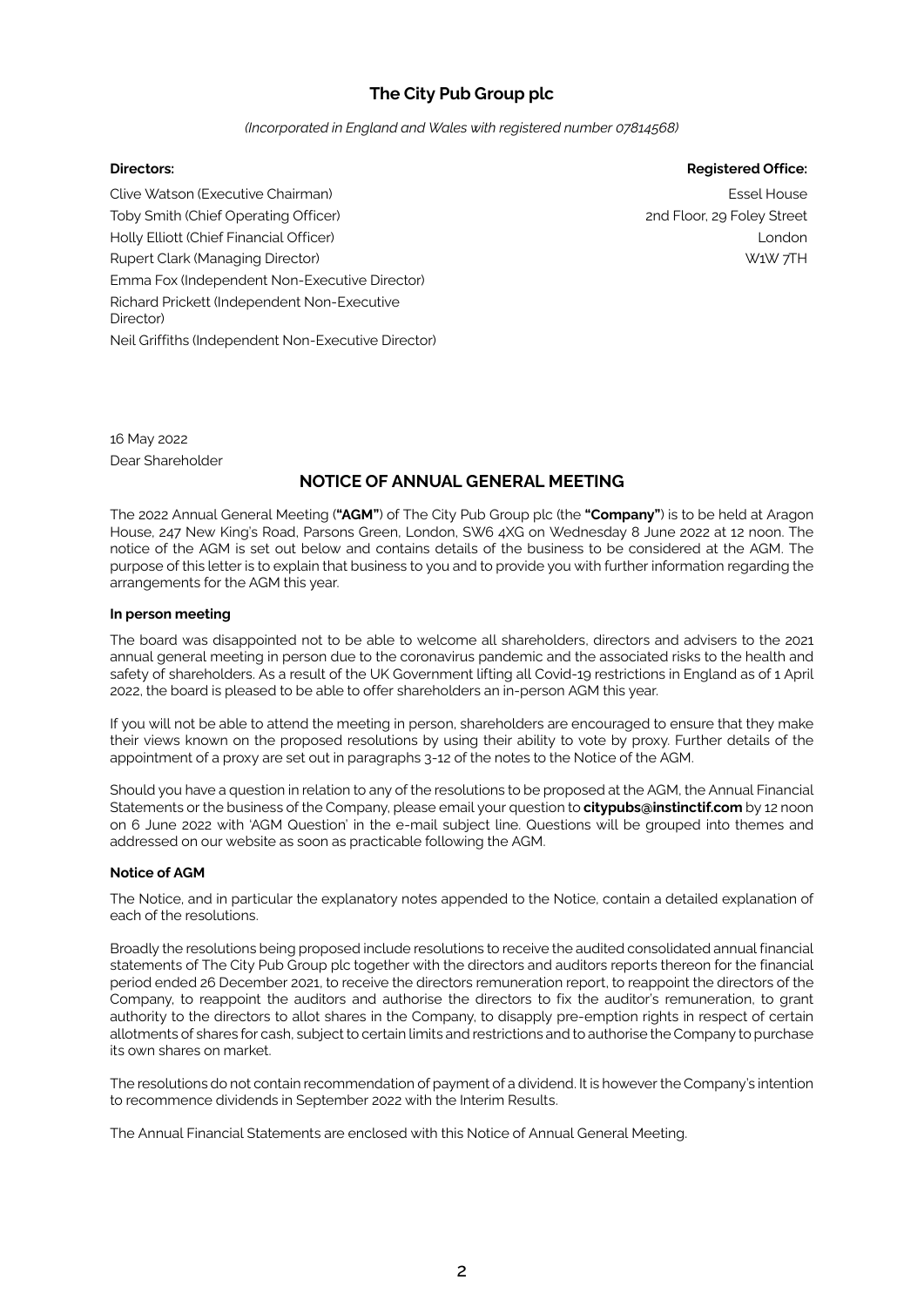# The City Pub Group plc

*(Incorporated in England and Wales with registered number 07814568)*

**Directors:**

Clive Watson (Executive Chairman)
Toby Smith (Chief Operating Officer)
Holly Elliott (Chief Financial Officer)
Rupert Clark (Managing Director)
Emma Fox (Independent Non-Executive Director)
Richard Prickett (Independent Non-Executive Director)
Neil Griffiths (Independent Non-Executive Director)

**Registered Office:**

Essel House
2nd Floor, 29 Foley Street
London
W1W 7TH

16 May 2022

Dear Shareholder

## NOTICE OF ANNUAL GENERAL MEETING

The 2022 Annual General Meeting (**"AGM"**) of The City Pub Group plc (the **"Company"**) is to be held at Aragon House, 247 New King's Road, Parsons Green, London, SW6 4XG on Wednesday 8 June 2022 at 12 noon. The notice of the AGM is set out below and contains details of the business to be considered at the AGM. The purpose of this letter is to explain that business to you and to provide you with further information regarding the arrangements for the AGM this year.

### In person meeting

The board was disappointed not to be able to welcome all shareholders, directors and advisers to the 2021 annual general meeting in person due to the coronavirus pandemic and the associated risks to the health and safety of shareholders. As a result of the UK Government lifting all Covid-19 restrictions in England as of 1 April 2022, the board is pleased to be able to offer shareholders an in-person AGM this year.

If you will not be able to attend the meeting in person, shareholders are encouraged to ensure that they make their views known on the proposed resolutions by using their ability to vote by proxy. Further details of the appointment of a proxy are set out in paragraphs 3-12 of the notes to the Notice of the AGM.

Should you have a question in relation to any of the resolutions to be proposed at the AGM, the Annual Financial Statements or the business of the Company, please email your question to **citypubs@instinctif.com** by 12 noon on 6 June 2022 with 'AGM Question' in the e-mail subject line. Questions will be grouped into themes and addressed on our website as soon as practicable following the AGM.

### Notice of AGM

The Notice, and in particular the explanatory notes appended to the Notice, contain a detailed explanation of each of the resolutions.

Broadly the resolutions being proposed include resolutions to receive the audited consolidated annual financial statements of The City Pub Group plc together with the directors and auditors reports thereon for the financial period ended 26 December 2021, to receive the directors remuneration report, to reappoint the directors of the Company, to reappoint the auditors and authorise the directors to fix the auditor's remuneration, to grant authority to the directors to allot shares in the Company, to disapply pre-emption rights in respect of certain allotments of shares for cash, subject to certain limits and restrictions and to authorise the Company to purchase its own shares on market.

The resolutions do not contain recommendation of payment of a dividend. It is however the Company's intention to recommence dividends in September 2022 with the Interim Results.

The Annual Financial Statements are enclosed with this Notice of Annual General Meeting.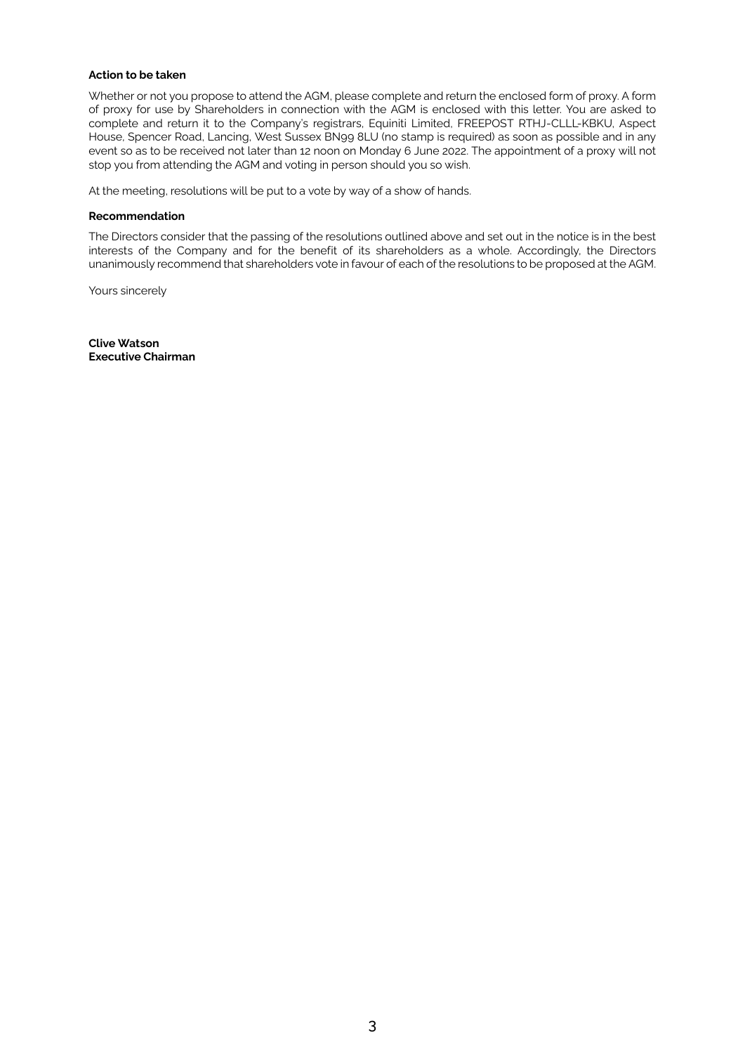**Action to be taken**

Whether or not you propose to attend the AGM, please complete and return the enclosed form of proxy. A form of proxy for use by Shareholders in connection with the AGM is enclosed with this letter. You are asked to complete and return it to the Company's registrars, Equiniti Limited, FREEPOST RTHJ-CLLL-KBKU, Aspect House, Spencer Road, Lancing, West Sussex BN99 8LU (no stamp is required) as soon as possible and in any event so as to be received not later than 12 noon on Monday 6 June 2022. The appointment of a proxy will not stop you from attending the AGM and voting in person should you so wish.

At the meeting, resolutions will be put to a vote by way of a show of hands.

**Recommendation**

The Directors consider that the passing of the resolutions outlined above and set out in the notice is in the best interests of the Company and for the benefit of its shareholders as a whole. Accordingly, the Directors unanimously recommend that shareholders vote in favour of each of the resolutions to be proposed at the AGM.

Yours sincerely

**Clive Watson**
**Executive Chairman**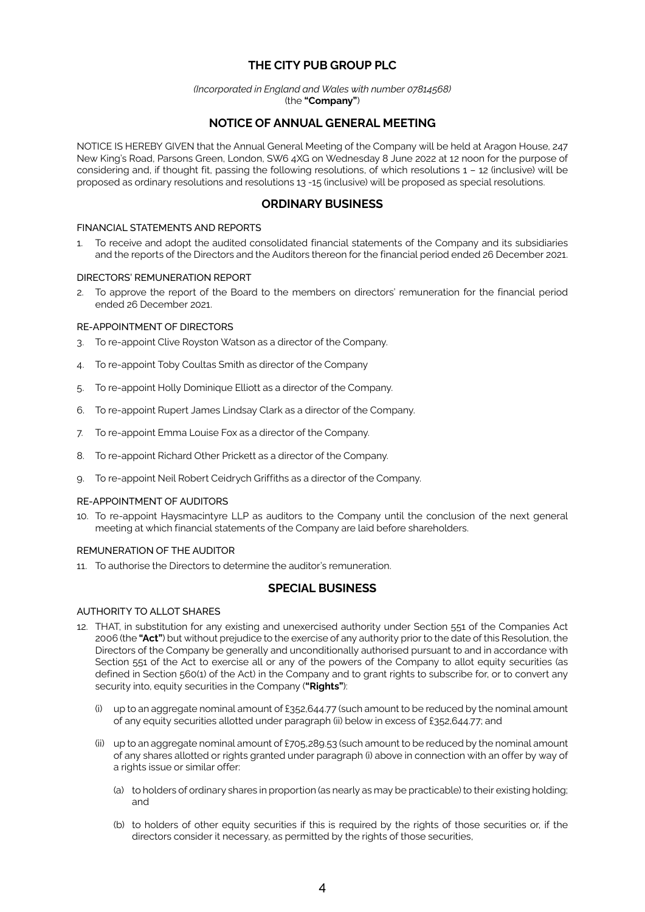# THE CITY PUB GROUP PLC

*(Incorporated in England and Wales with number 07814568)*
(the **"Company"**)

## NOTICE OF ANNUAL GENERAL MEETING

NOTICE IS HEREBY GIVEN that the Annual General Meeting of the Company will be held at Aragon House, 247 New King's Road, Parsons Green, London, SW6 4XG on Wednesday 8 June 2022 at 12 noon for the purpose of considering and, if thought fit, passing the following resolutions, of which resolutions 1 – 12 (inclusive) will be proposed as ordinary resolutions and resolutions 13 -15 (inclusive) will be proposed as special resolutions.

## ORDINARY BUSINESS

### FINANCIAL STATEMENTS AND REPORTS

1. To receive and adopt the audited consolidated financial statements of the Company and its subsidiaries and the reports of the Directors and the Auditors thereon for the financial period ended 26 December 2021.

### DIRECTORS' REMUNERATION REPORT

2. To approve the report of the Board to the members on directors' remuneration for the financial period ended 26 December 2021.

### RE-APPOINTMENT OF DIRECTORS

3. To re-appoint Clive Royston Watson as a director of the Company.
4. To re-appoint Toby Coultas Smith as director of the Company
5. To re-appoint Holly Dominique Elliott as a director of the Company.
6. To re-appoint Rupert James Lindsay Clark as a director of the Company.
7. To re-appoint Emma Louise Fox as a director of the Company.
8. To re-appoint Richard Other Prickett as a director of the Company.
9. To re-appoint Neil Robert Ceidrych Griffiths as a director of the Company.

### RE-APPOINTMENT OF AUDITORS

10. To re-appoint Haysmacintyre LLP as auditors to the Company until the conclusion of the next general meeting at which financial statements of the Company are laid before shareholders.

### REMUNERATION OF THE AUDITOR

11. To authorise the Directors to determine the auditor's remuneration.

## SPECIAL BUSINESS

### AUTHORITY TO ALLOT SHARES

12. THAT, in substitution for any existing and unexercised authority under Section 551 of the Companies Act 2006 (the **"Act"**) but without prejudice to the exercise of any authority prior to the date of this Resolution, the Directors of the Company be generally and unconditionally authorised pursuant to and in accordance with Section 551 of the Act to exercise all or any of the powers of the Company to allot equity securities (as defined in Section 560(1) of the Act) in the Company and to grant rights to subscribe for, or to convert any security into, equity securities in the Company (**"Rights"**):

    (i) up to an aggregate nominal amount of £352,644.77 (such amount to be reduced by the nominal amount of any equity securities allotted under paragraph (ii) below in excess of £352,644.77; and

    (ii) up to an aggregate nominal amount of £705,289.53 (such amount to be reduced by the nominal amount of any shares allotted or rights granted under paragraph (i) above in connection with an offer by way of a rights issue or similar offer:

    (a) to holders of ordinary shares in proportion (as nearly as may be practicable) to their existing holding; and

    (b) to holders of other equity securities if this is required by the rights of those securities or, if the directors consider it necessary, as permitted by the rights of those securities,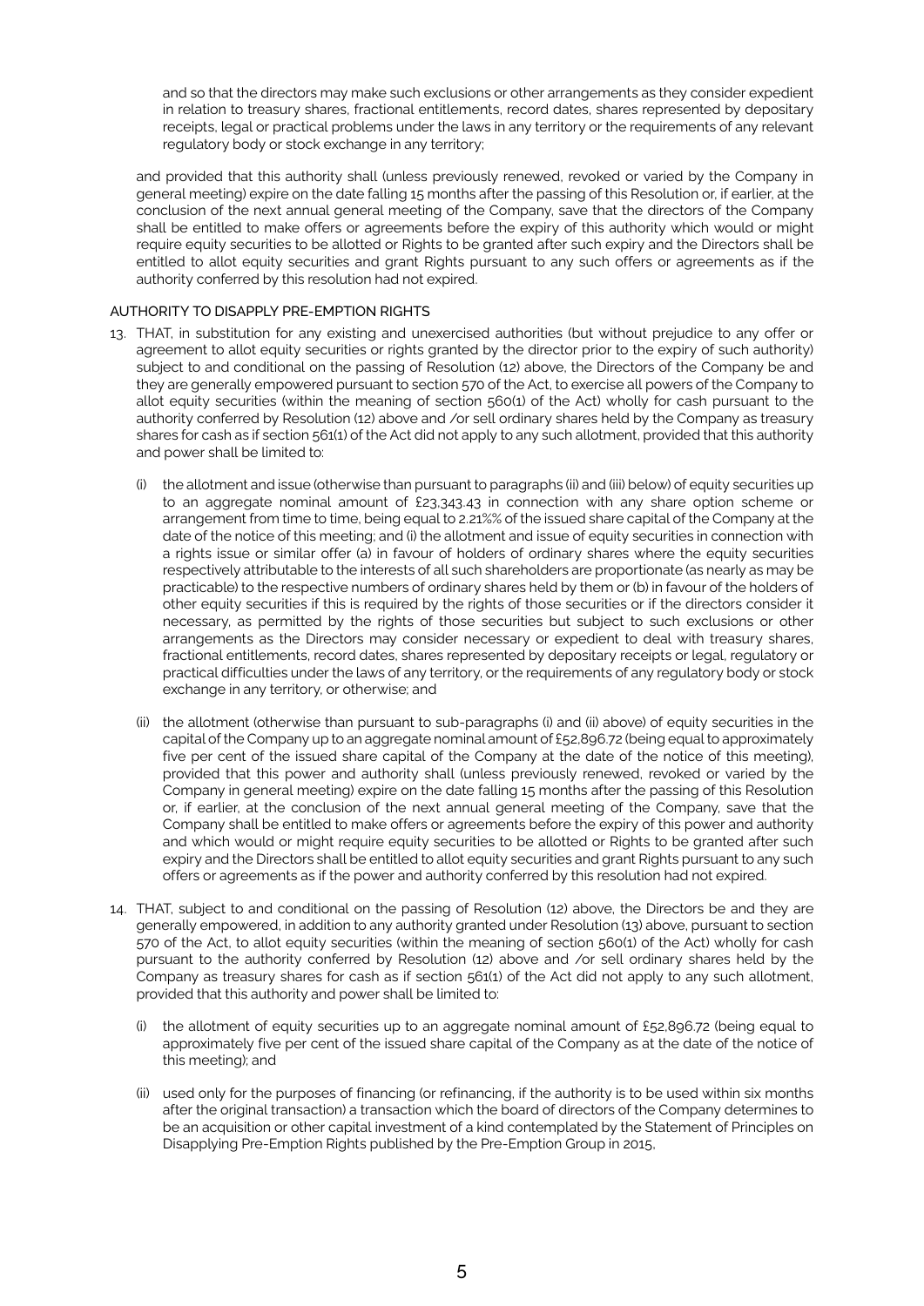and so that the directors may make such exclusions or other arrangements as they consider expedient in relation to treasury shares, fractional entitlements, record dates, shares represented by depositary receipts, legal or practical problems under the laws in any territory or the requirements of any relevant regulatory body or stock exchange in any territory;

and provided that this authority shall (unless previously renewed, revoked or varied by the Company in general meeting) expire on the date falling 15 months after the passing of this Resolution or, if earlier, at the conclusion of the next annual general meeting of the Company, save that the directors of the Company shall be entitled to make offers or agreements before the expiry of this authority which would or might require equity securities to be allotted or Rights to be granted after such expiry and the Directors shall be entitled to allot equity securities and grant Rights pursuant to any such offers or agreements as if the authority conferred by this resolution had not expired.

AUTHORITY TO DISAPPLY PRE-EMPTION RIGHTS

13. THAT, in substitution for any existing and unexercised authorities (but without prejudice to any offer or agreement to allot equity securities or rights granted by the director prior to the expiry of such authority) subject to and conditional on the passing of Resolution (12) above, the Directors of the Company be and they are generally empowered pursuant to section 570 of the Act, to exercise all powers of the Company to allot equity securities (within the meaning of section 560(1) of the Act) wholly for cash pursuant to the authority conferred by Resolution (12) above and /or sell ordinary shares held by the Company as treasury shares for cash as if section 561(1) of the Act did not apply to any such allotment, provided that this authority and power shall be limited to:

   (i) the allotment and issue (otherwise than pursuant to paragraphs (ii) and (iii) below) of equity securities up to an aggregate nominal amount of £23,343.43 in connection with any share option scheme or arrangement from time to time, being equal to 2.21%% of the issued share capital of the Company at the date of the notice of this meeting; and (i) the allotment and issue of equity securities in connection with a rights issue or similar offer (a) in favour of holders of ordinary shares where the equity securities respectively attributable to the interests of all such shareholders are proportionate (as nearly as may be practicable) to the respective numbers of ordinary shares held by them or (b) in favour of the holders of other equity securities if this is required by the rights of those securities or if the directors consider it necessary, as permitted by the rights of those securities but subject to such exclusions or other arrangements as the Directors may consider necessary or expedient to deal with treasury shares, fractional entitlements, record dates, shares represented by depositary receipts or legal, regulatory or practical difficulties under the laws of any territory, or the requirements of any regulatory body or stock exchange in any territory, or otherwise; and

   (ii) the allotment (otherwise than pursuant to sub-paragraphs (i) and (ii) above) of equity securities in the capital of the Company up to an aggregate nominal amount of £52,896.72 (being equal to approximately five per cent of the issued share capital of the Company at the date of the notice of this meeting), provided that this power and authority shall (unless previously renewed, revoked or varied by the Company in general meeting) expire on the date falling 15 months after the passing of this Resolution or, if earlier, at the conclusion of the next annual general meeting of the Company, save that the Company shall be entitled to make offers or agreements before the expiry of this power and authority and which would or might require equity securities to be allotted or Rights to be granted after such expiry and the Directors shall be entitled to allot equity securities and grant Rights pursuant to any such offers or agreements as if the power and authority conferred by this resolution had not expired.

14. THAT, subject to and conditional on the passing of Resolution (12) above, the Directors be and they are generally empowered, in addition to any authority granted under Resolution (13) above, pursuant to section 570 of the Act, to allot equity securities (within the meaning of section 560(1) of the Act) wholly for cash pursuant to the authority conferred by Resolution (12) above and /or sell ordinary shares held by the Company as treasury shares for cash as if section 561(1) of the Act did not apply to any such allotment, provided that this authority and power shall be limited to:

   (i) the allotment of equity securities up to an aggregate nominal amount of £52,896.72 (being equal to approximately five per cent of the issued share capital of the Company as at the date of the notice of this meeting); and

   (ii) used only for the purposes of financing (or refinancing, if the authority is to be used within six months after the original transaction) a transaction which the board of directors of the Company determines to be an acquisition or other capital investment of a kind contemplated by the Statement of Principles on Disapplying Pre-Emption Rights published by the Pre-Emption Group in 2015,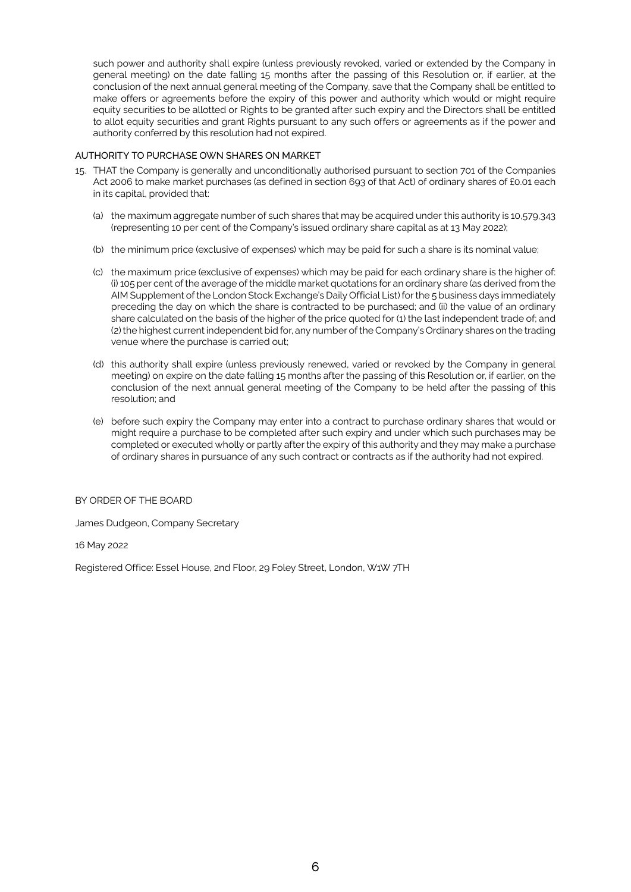such power and authority shall expire (unless previously revoked, varied or extended by the Company in general meeting) on the date falling 15 months after the passing of this Resolution or, if earlier, at the conclusion of the next annual general meeting of the Company, save that the Company shall be entitled to make offers or agreements before the expiry of this power and authority which would or might require equity securities to be allotted or Rights to be granted after such expiry and the Directors shall be entitled to allot equity securities and grant Rights pursuant to any such offers or agreements as if the power and authority conferred by this resolution had not expired.

AUTHORITY TO PURCHASE OWN SHARES ON MARKET

15. THAT the Company is generally and unconditionally authorised pursuant to section 701 of the Companies Act 2006 to make market purchases (as defined in section 693 of that Act) of ordinary shares of £0.01 each in its capital, provided that:

    (a) the maximum aggregate number of such shares that may be acquired under this authority is 10,579,343 (representing 10 per cent of the Company's issued ordinary share capital as at 13 May 2022);

    (b) the minimum price (exclusive of expenses) which may be paid for such a share is its nominal value;

    (c) the maximum price (exclusive of expenses) which may be paid for each ordinary share is the higher of: (i) 105 per cent of the average of the middle market quotations for an ordinary share (as derived from the AIM Supplement of the London Stock Exchange's Daily Official List) for the 5 business days immediately preceding the day on which the share is contracted to be purchased; and (ii) the value of an ordinary share calculated on the basis of the higher of the price quoted for (1) the last independent trade of; and (2) the highest current independent bid for, any number of the Company's Ordinary shares on the trading venue where the purchase is carried out;

    (d) this authority shall expire (unless previously renewed, varied or revoked by the Company in general meeting) on expire on the date falling 15 months after the passing of this Resolution or, if earlier, on the conclusion of the next annual general meeting of the Company to be held after the passing of this resolution; and

    (e) before such expiry the Company may enter into a contract to purchase ordinary shares that would or might require a purchase to be completed after such expiry and under which such purchases may be completed or executed wholly or partly after the expiry of this authority and they may make a purchase of ordinary shares in pursuance of any such contract or contracts as if the authority had not expired.

BY ORDER OF THE BOARD

James Dudgeon, Company Secretary

16 May 2022

Registered Office: Essel House, 2nd Floor, 29 Foley Street, London, W1W 7TH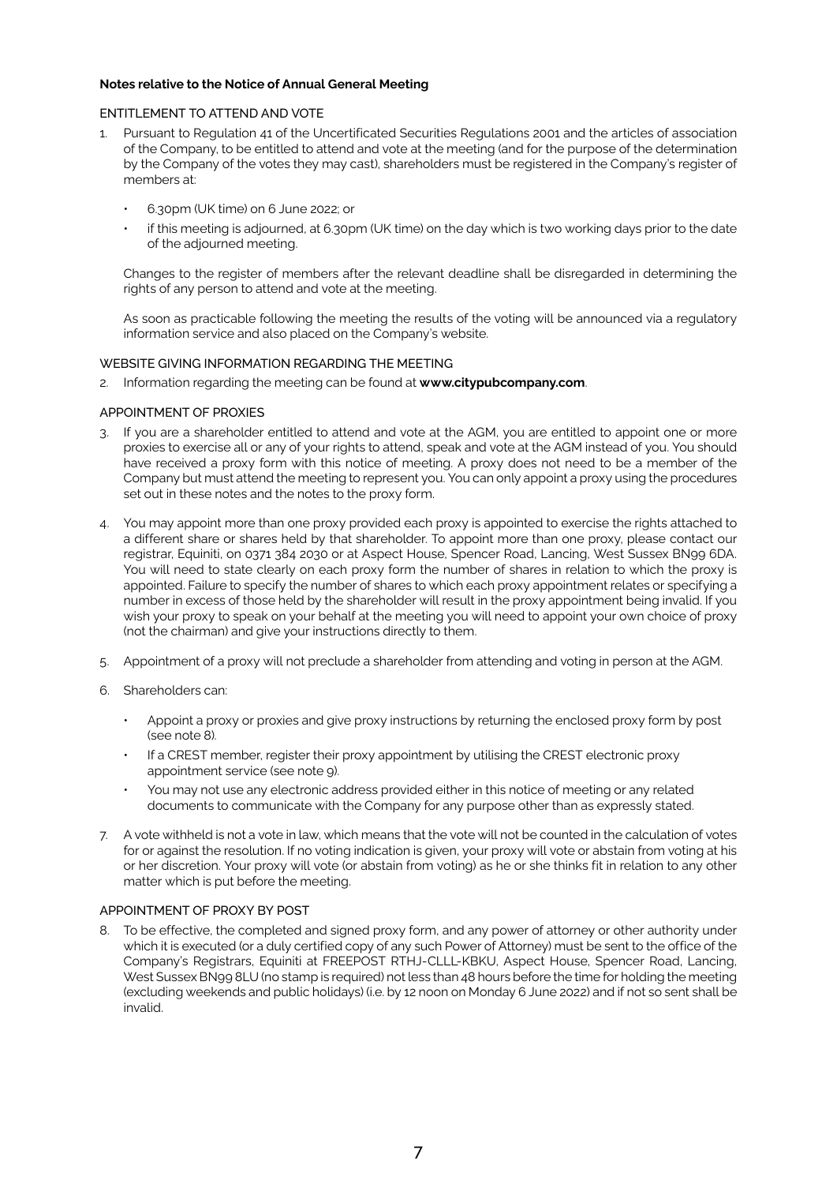**Notes relative to the Notice of Annual General Meeting**

ENTITLEMENT TO ATTEND AND VOTE

1. Pursuant to Regulation 41 of the Uncertificated Securities Regulations 2001 and the articles of association of the Company, to be entitled to attend and vote at the meeting (and for the purpose of the determination by the Company of the votes they may cast), shareholders must be registered in the Company's register of members at:

   - 6.30pm (UK time) on 6 June 2022; or
   - if this meeting is adjourned, at 6.30pm (UK time) on the day which is two working days prior to the date of the adjourned meeting.

   Changes to the register of members after the relevant deadline shall be disregarded in determining the rights of any person to attend and vote at the meeting.

   As soon as practicable following the meeting the results of the voting will be announced via a regulatory information service and also placed on the Company's website.

WEBSITE GIVING INFORMATION REGARDING THE MEETING

2. Information regarding the meeting can be found at **www.citypubcompany.com**.

APPOINTMENT OF PROXIES

3. If you are a shareholder entitled to attend and vote at the AGM, you are entitled to appoint one or more proxies to exercise all or any of your rights to attend, speak and vote at the AGM instead of you. You should have received a proxy form with this notice of meeting. A proxy does not need to be a member of the Company but must attend the meeting to represent you. You can only appoint a proxy using the procedures set out in these notes and the notes to the proxy form.

4. You may appoint more than one proxy provided each proxy is appointed to exercise the rights attached to a different share or shares held by that shareholder. To appoint more than one proxy, please contact our registrar, Equiniti, on 0371 384 2030 or at Aspect House, Spencer Road, Lancing, West Sussex BN99 6DA. You will need to state clearly on each proxy form the number of shares in relation to which the proxy is appointed. Failure to specify the number of shares to which each proxy appointment relates or specifying a number in excess of those held by the shareholder will result in the proxy appointment being invalid. If you wish your proxy to speak on your behalf at the meeting you will need to appoint your own choice of proxy (not the chairman) and give your instructions directly to them.

5. Appointment of a proxy will not preclude a shareholder from attending and voting in person at the AGM.

6. Shareholders can:

   - Appoint a proxy or proxies and give proxy instructions by returning the enclosed proxy form by post (see note 8).
   - If a CREST member, register their proxy appointment by utilising the CREST electronic proxy appointment service (see note 9).
   - You may not use any electronic address provided either in this notice of meeting or any related documents to communicate with the Company for any purpose other than as expressly stated.

7. A vote withheld is not a vote in law, which means that the vote will not be counted in the calculation of votes for or against the resolution. If no voting indication is given, your proxy will vote or abstain from voting at his or her discretion. Your proxy will vote (or abstain from voting) as he or she thinks fit in relation to any other matter which is put before the meeting.

APPOINTMENT OF PROXY BY POST

8. To be effective, the completed and signed proxy form, and any power of attorney or other authority under which it is executed (or a duly certified copy of any such Power of Attorney) must be sent to the office of the Company's Registrars, Equiniti at FREEPOST RTHJ-CLLL-KBKU, Aspect House, Spencer Road, Lancing, West Sussex BN99 8LU (no stamp is required) not less than 48 hours before the time for holding the meeting (excluding weekends and public holidays) (i.e. by 12 noon on Monday 6 June 2022) and if not so sent shall be invalid.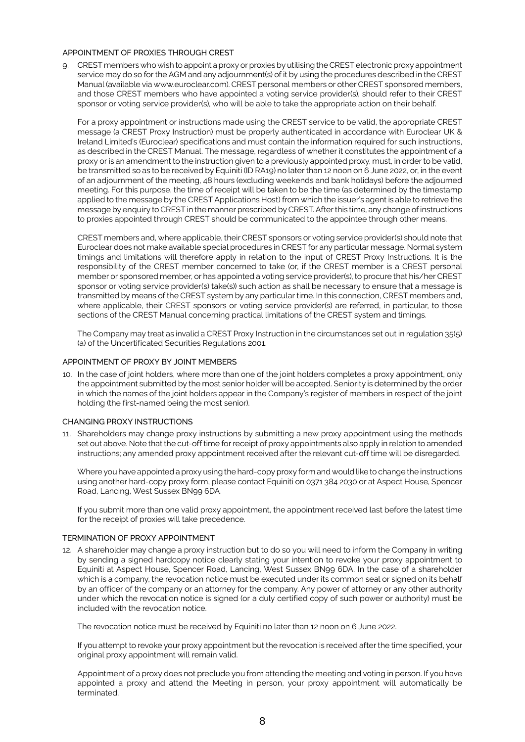## APPOINTMENT OF PROXIES THROUGH CREST

9. CREST members who wish to appoint a proxy or proxies by utilising the CREST electronic proxy appointment service may do so for the AGM and any adjournment(s) of it by using the procedures described in the CREST Manual (available via www.euroclear.com). CREST personal members or other CREST sponsored members, and those CREST members who have appointed a voting service provider(s), should refer to their CREST sponsor or voting service provider(s), who will be able to take the appropriate action on their behalf.

   For a proxy appointment or instructions made using the CREST service to be valid, the appropriate CREST message (a CREST Proxy Instruction) must be properly authenticated in accordance with Euroclear UK & Ireland Limited's (Euroclear) specifications and must contain the information required for such instructions, as described in the CREST Manual. The message, regardless of whether it constitutes the appointment of a proxy or is an amendment to the instruction given to a previously appointed proxy, must, in order to be valid, be transmitted so as to be received by Equiniti (ID RA19) no later than 12 noon on 6 June 2022, or, in the event of an adjournment of the meeting, 48 hours (excluding weekends and bank holidays) before the adjourned meeting. For this purpose, the time of receipt will be taken to be the time (as determined by the timestamp applied to the message by the CREST Applications Host) from which the issuer's agent is able to retrieve the message by enquiry to CREST in the manner prescribed by CREST. After this time, any change of instructions to proxies appointed through CREST should be communicated to the appointee through other means.

   CREST members and, where applicable, their CREST sponsors or voting service provider(s) should note that Euroclear does not make available special procedures in CREST for any particular message. Normal system timings and limitations will therefore apply in relation to the input of CREST Proxy Instructions. It is the responsibility of the CREST member concerned to take (or, if the CREST member is a CREST personal member or sponsored member, or has appointed a voting service provider(s), to procure that his/her CREST sponsor or voting service provider(s) take(s)) such action as shall be necessary to ensure that a message is transmitted by means of the CREST system by any particular time. In this connection, CREST members and, where applicable, their CREST sponsors or voting service provider(s) are referred, in particular, to those sections of the CREST Manual concerning practical limitations of the CREST system and timings.

   The Company may treat as invalid a CREST Proxy Instruction in the circumstances set out in regulation 35(5) (a) of the Uncertificated Securities Regulations 2001.

## APPOINTMENT OF PROXY BY JOINT MEMBERS

10. In the case of joint holders, where more than one of the joint holders completes a proxy appointment, only the appointment submitted by the most senior holder will be accepted. Seniority is determined by the order in which the names of the joint holders appear in the Company's register of members in respect of the joint holding (the first-named being the most senior).

## CHANGING PROXY INSTRUCTIONS

11. Shareholders may change proxy instructions by submitting a new proxy appointment using the methods set out above. Note that the cut-off time for receipt of proxy appointments also apply in relation to amended instructions; any amended proxy appointment received after the relevant cut-off time will be disregarded.

    Where you have appointed a proxy using the hard-copy proxy form and would like to change the instructions using another hard-copy proxy form, please contact Equiniti on 0371 384 2030 or at Aspect House, Spencer Road, Lancing, West Sussex BN99 6DA.

    If you submit more than one valid proxy appointment, the appointment received last before the latest time for the receipt of proxies will take precedence.

## TERMINATION OF PROXY APPOINTMENT

12. A shareholder may change a proxy instruction but to do so you will need to inform the Company in writing by sending a signed hardcopy notice clearly stating your intention to revoke your proxy appointment to Equiniti at Aspect House, Spencer Road, Lancing, West Sussex BN99 6DA. In the case of a shareholder which is a company, the revocation notice must be executed under its common seal or signed on its behalf by an officer of the company or an attorney for the company. Any power of attorney or any other authority under which the revocation notice is signed (or a duly certified copy of such power or authority) must be included with the revocation notice.

    The revocation notice must be received by Equiniti no later than 12 noon on 6 June 2022.

    If you attempt to revoke your proxy appointment but the revocation is received after the time specified, your original proxy appointment will remain valid.

    Appointment of a proxy does not preclude you from attending the meeting and voting in person. If you have appointed a proxy and attend the Meeting in person, your proxy appointment will automatically be terminated.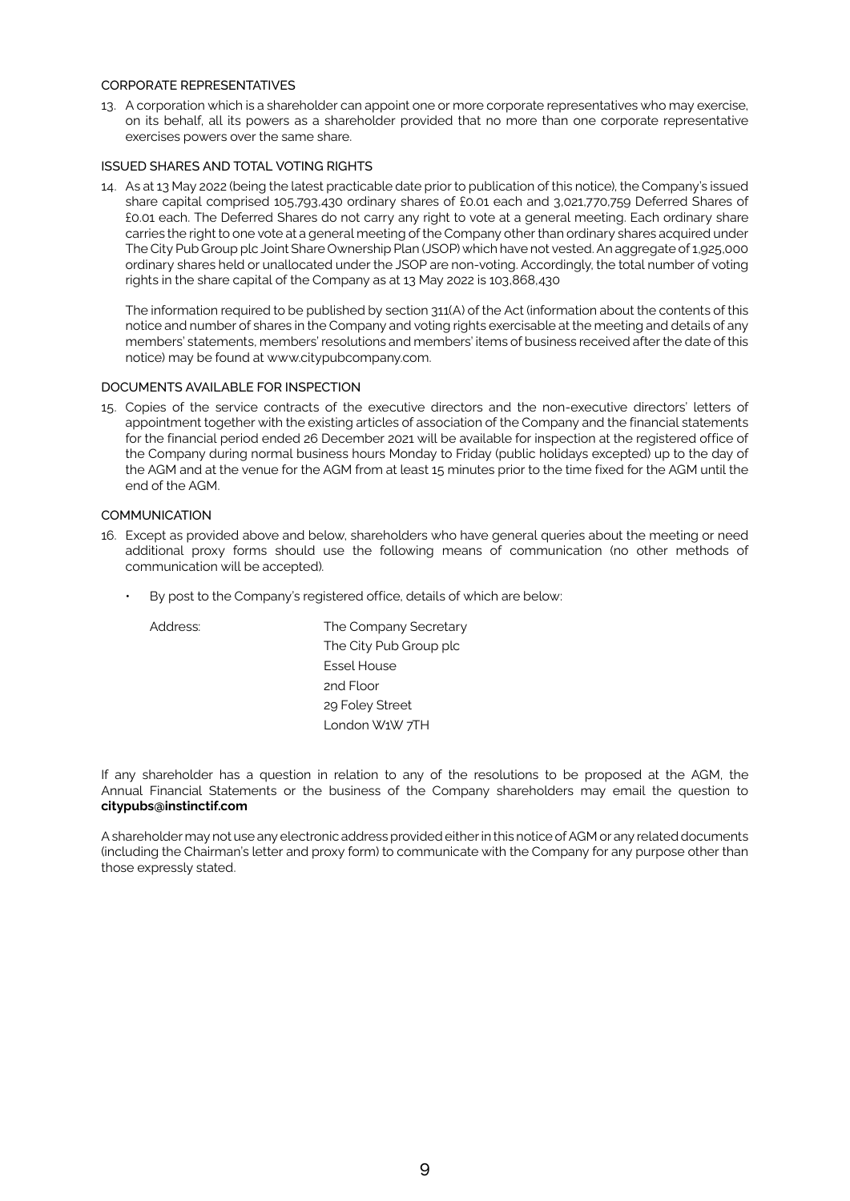### CORPORATE REPRESENTATIVES

13. A corporation which is a shareholder can appoint one or more corporate representatives who may exercise, on its behalf, all its powers as a shareholder provided that no more than one corporate representative exercises powers over the same share.

### ISSUED SHARES AND TOTAL VOTING RIGHTS

14. As at 13 May 2022 (being the latest practicable date prior to publication of this notice), the Company's issued share capital comprised 105,793,430 ordinary shares of £0.01 each and 3,021,770,759 Deferred Shares of £0.01 each. The Deferred Shares do not carry any right to vote at a general meeting. Each ordinary share carries the right to one vote at a general meeting of the Company other than ordinary shares acquired under The City Pub Group plc Joint Share Ownership Plan (JSOP) which have not vested. An aggregate of 1,925,000 ordinary shares held or unallocated under the JSOP are non-voting. Accordingly, the total number of voting rights in the share capital of the Company as at 13 May 2022 is 103,868,430

    The information required to be published by section 311(A) of the Act (information about the contents of this notice and number of shares in the Company and voting rights exercisable at the meeting and details of any members' statements, members' resolutions and members' items of business received after the date of this notice) may be found at www.citypubcompany.com.

### DOCUMENTS AVAILABLE FOR INSPECTION

15. Copies of the service contracts of the executive directors and the non-executive directors' letters of appointment together with the existing articles of association of the Company and the financial statements for the financial period ended 26 December 2021 will be available for inspection at the registered office of the Company during normal business hours Monday to Friday (public holidays excepted) up to the day of the AGM and at the venue for the AGM from at least 15 minutes prior to the time fixed for the AGM until the end of the AGM.

### COMMUNICATION

16. Except as provided above and below, shareholders who have general queries about the meeting or need additional proxy forms should use the following means of communication (no other methods of communication will be accepted).

    - By post to the Company's registered office, details of which are below:

    Address: The Company Secretary
    The City Pub Group plc
    Essel House
    2nd Floor
    29 Foley Street
    London W1W 7TH

If any shareholder has a question in relation to any of the resolutions to be proposed at the AGM, the Annual Financial Statements or the business of the Company shareholders may email the question to **citypubs@instinctif.com**

A shareholder may not use any electronic address provided either in this notice of AGM or any related documents (including the Chairman's letter and proxy form) to communicate with the Company for any purpose other than those expressly stated.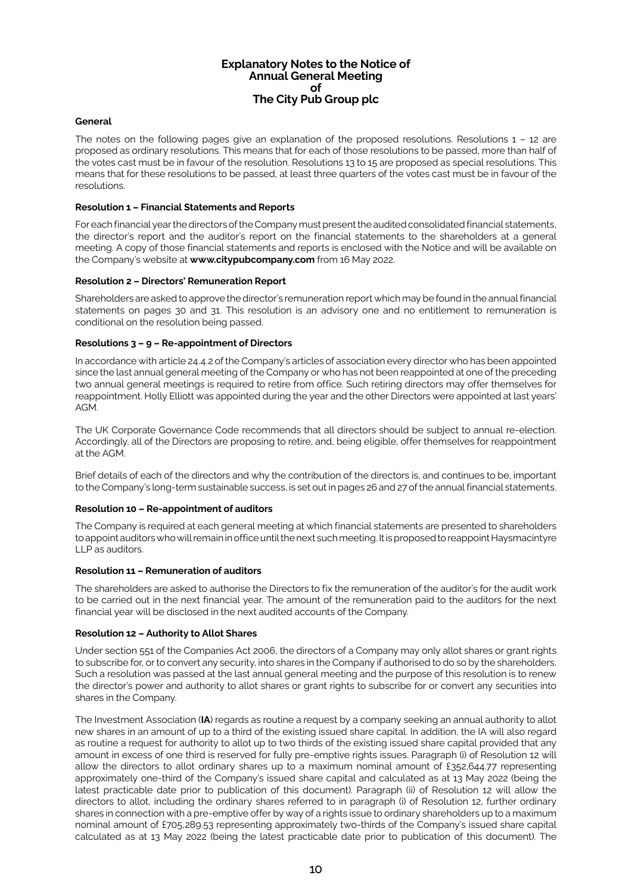# Explanatory Notes to the Notice of Annual General Meeting of The City Pub Group plc

## General

The notes on the following pages give an explanation of the proposed resolutions. Resolutions 1 – 12 are proposed as ordinary resolutions. This means that for each of those resolutions to be passed, more than half of the votes cast must be in favour of the resolution. Resolutions 13 to 15 are proposed as special resolutions. This means that for these resolutions to be passed, at least three quarters of the votes cast must be in favour of the resolutions.

### Resolution 1 – Financial Statements and Reports

For each financial year the directors of the Company must present the audited consolidated financial statements, the director's report and the auditor's report on the financial statements to the shareholders at a general meeting. A copy of those financial statements and reports is enclosed with the Notice and will be available on the Company's website at **www.citypubcompany.com** from 16 May 2022.

### Resolution 2 – Directors' Remuneration Report

Shareholders are asked to approve the director's remuneration report which may be found in the annual financial statements on pages 30 and 31. This resolution is an advisory one and no entitlement to remuneration is conditional on the resolution being passed.

### Resolutions 3 – 9 – Re-appointment of Directors

In accordance with article 24.4.2 of the Company's articles of association every director who has been appointed since the last annual general meeting of the Company or who has not been reappointed at one of the preceding two annual general meetings is required to retire from office. Such retiring directors may offer themselves for reappointment. Holly Elliott was appointed during the year and the other Directors were appointed at last years' AGM.

The UK Corporate Governance Code recommends that all directors should be subject to annual re-election. Accordingly, all of the Directors are proposing to retire, and, being eligible, offer themselves for reappointment at the AGM.

Brief details of each of the directors and why the contribution of the directors is, and continues to be, important to the Company's long-term sustainable success, is set out in pages 26 and 27 of the annual financial statements.

### Resolution 10 – Re-appointment of auditors

The Company is required at each general meeting at which financial statements are presented to shareholders to appoint auditors who will remain in office until the next such meeting. It is proposed to reappoint Haysmacintyre LLP as auditors.

### Resolution 11 – Remuneration of auditors

The shareholders are asked to authorise the Directors to fix the remuneration of the auditor's for the audit work to be carried out in the next financial year. The amount of the remuneration paid to the auditors for the next financial year will be disclosed in the next audited accounts of the Company.

### Resolution 12 – Authority to Allot Shares

Under section 551 of the Companies Act 2006, the directors of a Company may only allot shares or grant rights to subscribe for, or to convert any security, into shares in the Company if authorised to do so by the shareholders. Such a resolution was passed at the last annual general meeting and the purpose of this resolution is to renew the director's power and authority to allot shares or grant rights to subscribe for or convert any securities into shares in the Company.

The Investment Association (**IA**) regards as routine a request by a company seeking an annual authority to allot new shares in an amount of up to a third of the existing issued share capital. In addition, the IA will also regard as routine a request for authority to allot up to two thirds of the existing issued share capital provided that any amount in excess of one third is reserved for fully pre-emptive rights issues. Paragraph (i) of Resolution 12 will allow the directors to allot ordinary shares up to a maximum nominal amount of £352,644.77 representing approximately one-third of the Company's issued share capital and calculated as at 13 May 2022 (being the latest practicable date prior to publication of this document). Paragraph (ii) of Resolution 12 will allow the directors to allot, including the ordinary shares referred to in paragraph (i) of Resolution 12, further ordinary shares in connection with a pre-emptive offer by way of a rights issue to ordinary shareholders up to a maximum nominal amount of £705,289.53 representing approximately two-thirds of the Company's issued share capital calculated as at 13 May 2022 (being the latest practicable date prior to publication of this document). The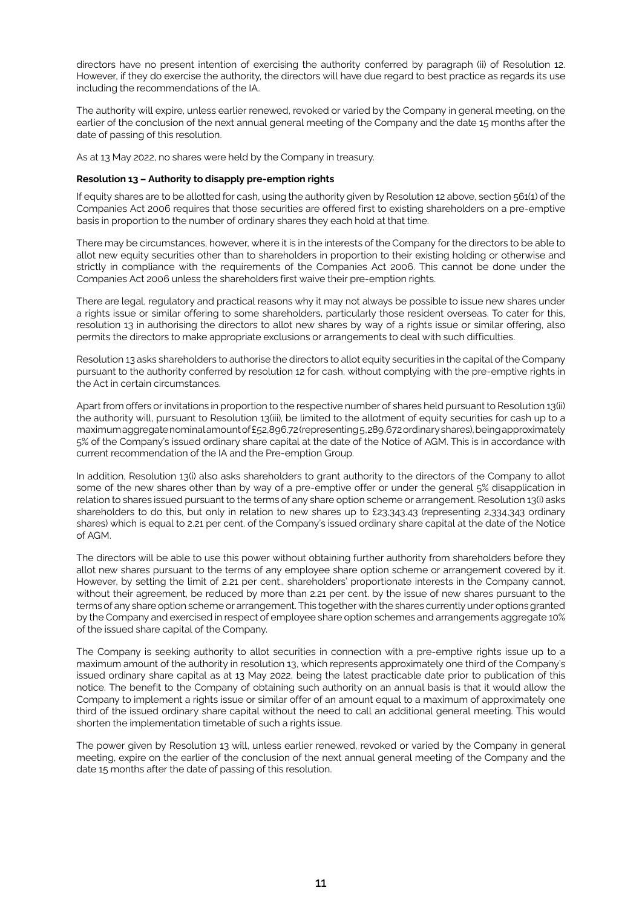directors have no present intention of exercising the authority conferred by paragraph (ii) of Resolution 12. However, if they do exercise the authority, the directors will have due regard to best practice as regards its use including the recommendations of the IA.

The authority will expire, unless earlier renewed, revoked or varied by the Company in general meeting, on the earlier of the conclusion of the next annual general meeting of the Company and the date 15 months after the date of passing of this resolution.

As at 13 May 2022, no shares were held by the Company in treasury.

**Resolution 13 – Authority to disapply pre-emption rights**

If equity shares are to be allotted for cash, using the authority given by Resolution 12 above, section 561(1) of the Companies Act 2006 requires that those securities are offered first to existing shareholders on a pre-emptive basis in proportion to the number of ordinary shares they each hold at that time.

There may be circumstances, however, where it is in the interests of the Company for the directors to be able to allot new equity securities other than to shareholders in proportion to their existing holding or otherwise and strictly in compliance with the requirements of the Companies Act 2006. This cannot be done under the Companies Act 2006 unless the shareholders first waive their pre-emption rights.

There are legal, regulatory and practical reasons why it may not always be possible to issue new shares under a rights issue or similar offering to some shareholders, particularly those resident overseas. To cater for this, resolution 13 in authorising the directors to allot new shares by way of a rights issue or similar offering, also permits the directors to make appropriate exclusions or arrangements to deal with such difficulties.

Resolution 13 asks shareholders to authorise the directors to allot equity securities in the capital of the Company pursuant to the authority conferred by resolution 12 for cash, without complying with the pre-emptive rights in the Act in certain circumstances.

Apart from offers or invitations in proportion to the respective number of shares held pursuant to Resolution 13(ii) the authority will, pursuant to Resolution 13(iii), be limited to the allotment of equity securities for cash up to a maximum aggregate nominal amount of £52,896.72 (representing 5,289,672 ordinary shares), being approximately 5% of the Company's issued ordinary share capital at the date of the Notice of AGM. This is in accordance with current recommendation of the IA and the Pre-emption Group.

In addition, Resolution 13(i) also asks shareholders to grant authority to the directors of the Company to allot some of the new shares other than by way of a pre-emptive offer or under the general 5% disapplication in relation to shares issued pursuant to the terms of any share option scheme or arrangement. Resolution 13(i) asks shareholders to do this, but only in relation to new shares up to £23,343.43 (representing 2,334,343 ordinary shares) which is equal to 2.21 per cent. of the Company's issued ordinary share capital at the date of the Notice of AGM.

The directors will be able to use this power without obtaining further authority from shareholders before they allot new shares pursuant to the terms of any employee share option scheme or arrangement covered by it. However, by setting the limit of 2.21 per cent., shareholders' proportionate interests in the Company cannot, without their agreement, be reduced by more than 2.21 per cent. by the issue of new shares pursuant to the terms of any share option scheme or arrangement. This together with the shares currently under options granted by the Company and exercised in respect of employee share option schemes and arrangements aggregate 10% of the issued share capital of the Company.

The Company is seeking authority to allot securities in connection with a pre-emptive rights issue up to a maximum amount of the authority in resolution 13, which represents approximately one third of the Company's issued ordinary share capital as at 13 May 2022, being the latest practicable date prior to publication of this notice. The benefit to the Company of obtaining such authority on an annual basis is that it would allow the Company to implement a rights issue or similar offer of an amount equal to a maximum of approximately one third of the issued ordinary share capital without the need to call an additional general meeting. This would shorten the implementation timetable of such a rights issue.

The power given by Resolution 13 will, unless earlier renewed, revoked or varied by the Company in general meeting, expire on the earlier of the conclusion of the next annual general meeting of the Company and the date 15 months after the date of passing of this resolution.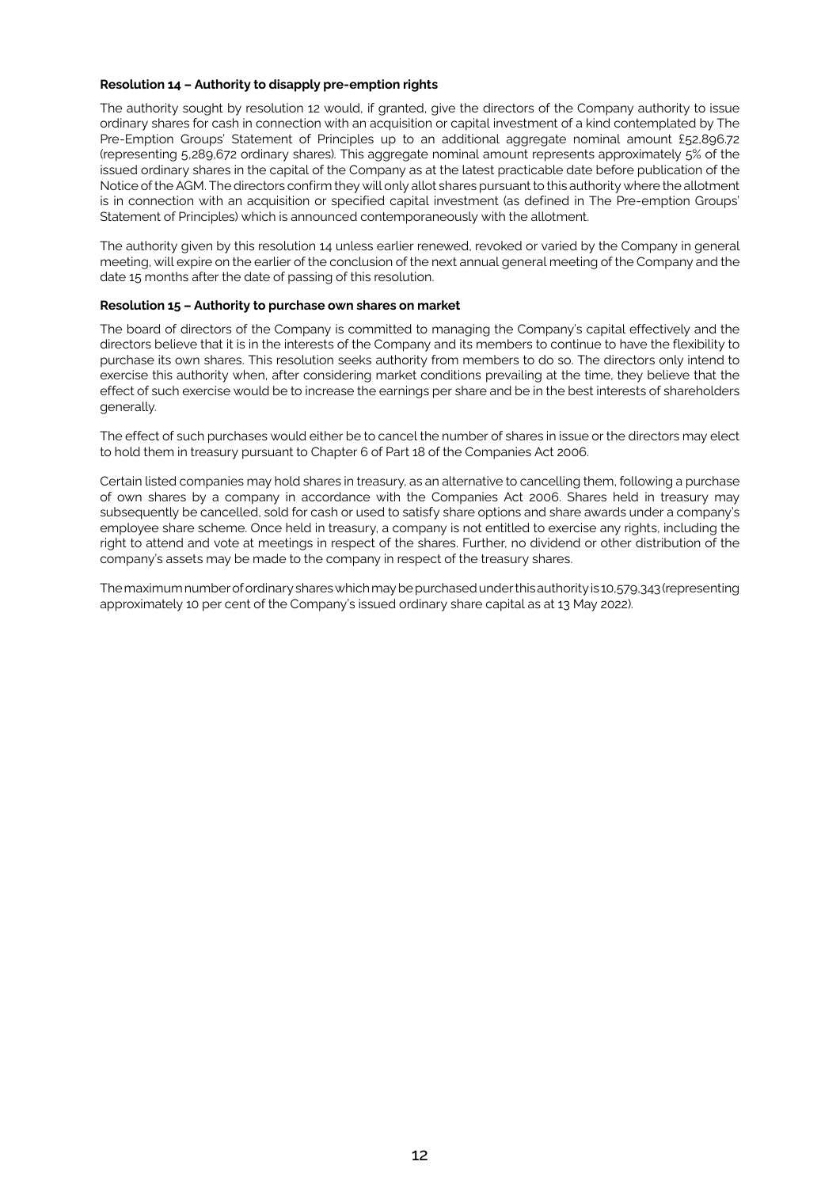**Resolution 14 – Authority to disapply pre-emption rights**

The authority sought by resolution 12 would, if granted, give the directors of the Company authority to issue ordinary shares for cash in connection with an acquisition or capital investment of a kind contemplated by The Pre-Emption Groups' Statement of Principles up to an additional aggregate nominal amount £52,896.72 (representing 5,289,672 ordinary shares). This aggregate nominal amount represents approximately 5% of the issued ordinary shares in the capital of the Company as at the latest practicable date before publication of the Notice of the AGM. The directors confirm they will only allot shares pursuant to this authority where the allotment is in connection with an acquisition or specified capital investment (as defined in The Pre-emption Groups' Statement of Principles) which is announced contemporaneously with the allotment.

The authority given by this resolution 14 unless earlier renewed, revoked or varied by the Company in general meeting, will expire on the earlier of the conclusion of the next annual general meeting of the Company and the date 15 months after the date of passing of this resolution.

**Resolution 15 – Authority to purchase own shares on market**

The board of directors of the Company is committed to managing the Company's capital effectively and the directors believe that it is in the interests of the Company and its members to continue to have the flexibility to purchase its own shares. This resolution seeks authority from members to do so. The directors only intend to exercise this authority when, after considering market conditions prevailing at the time, they believe that the effect of such exercise would be to increase the earnings per share and be in the best interests of shareholders generally.

The effect of such purchases would either be to cancel the number of shares in issue or the directors may elect to hold them in treasury pursuant to Chapter 6 of Part 18 of the Companies Act 2006.

Certain listed companies may hold shares in treasury, as an alternative to cancelling them, following a purchase of own shares by a company in accordance with the Companies Act 2006. Shares held in treasury may subsequently be cancelled, sold for cash or used to satisfy share options and share awards under a company's employee share scheme. Once held in treasury, a company is not entitled to exercise any rights, including the right to attend and vote at meetings in respect of the shares. Further, no dividend or other distribution of the company's assets may be made to the company in respect of the treasury shares.

The maximum number of ordinary shares which may be purchased under this authority is 10,579,343 (representing approximately 10 per cent of the Company's issued ordinary share capital as at 13 May 2022).